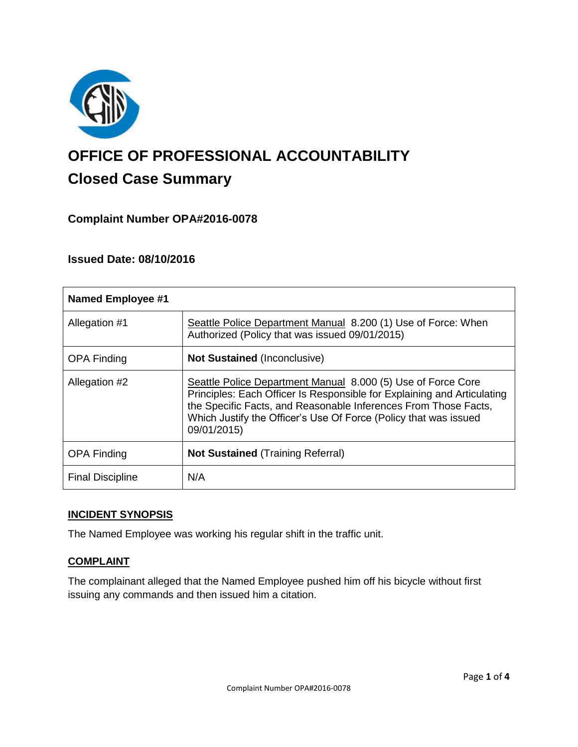# OFFICE OF PROFESSIONAL ACCOUNTABILITY

## Closed Case Summary

### Complaint Number OPA#2016-0078

### Issued Date: 08/10/2016

| Named Employee #1 | |
|---|---|
| Allegation #1 | Seattle Police Department Manual 8.200 (1) Use of Force: When Authorized (Policy that was issued 09/01/2015) |
| OPA Finding | **Not Sustained** (Inconclusive) |
| Allegation #2 | Seattle Police Department Manual 8.000 (5) Use of Force Core Principles: Each Officer Is Responsible for Explaining and Articulating the Specific Facts, and Reasonable Inferences From Those Facts, Which Justify the Officer's Use Of Force (Policy that was issued 09/01/2015) |
| OPA Finding | **Not Sustained** (Training Referral) |
| Final Discipline | N/A |

#### INCIDENT SYNOPSIS

The Named Employee was working his regular shift in the traffic unit.

#### COMPLAINT

The complainant alleged that the Named Employee pushed him off his bicycle without first issuing any commands and then issued him a citation.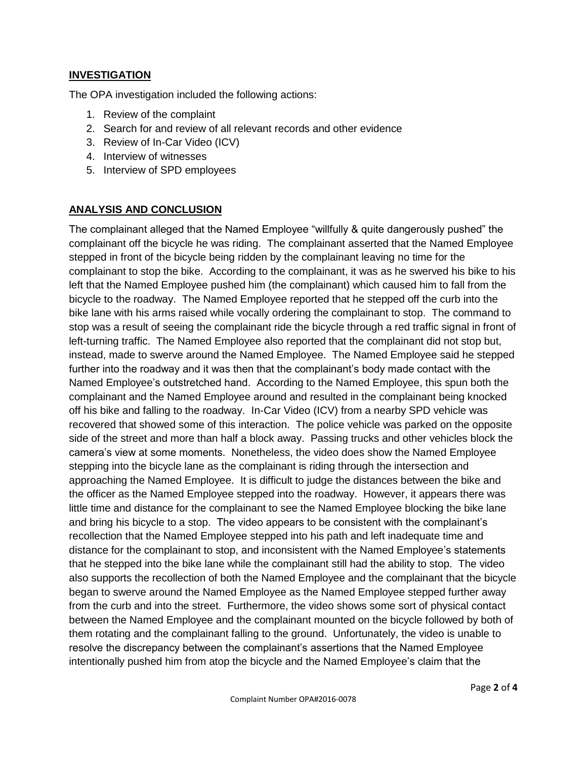## INVESTIGATION

The OPA investigation included the following actions:

1. Review of the complaint
2. Search for and review of all relevant records and other evidence
3. Review of In-Car Video (ICV)
4. Interview of witnesses
5. Interview of SPD employees

## ANALYSIS AND CONCLUSION

The complainant alleged that the Named Employee "willfully & quite dangerously pushed" the complainant off the bicycle he was riding. The complainant asserted that the Named Employee stepped in front of the bicycle being ridden by the complainant leaving no time for the complainant to stop the bike. According to the complainant, it was as he swerved his bike to his left that the Named Employee pushed him (the complainant) which caused him to fall from the bicycle to the roadway. The Named Employee reported that he stepped off the curb into the bike lane with his arms raised while vocally ordering the complainant to stop. The command to stop was a result of seeing the complainant ride the bicycle through a red traffic signal in front of left-turning traffic. The Named Employee also reported that the complainant did not stop but, instead, made to swerve around the Named Employee. The Named Employee said he stepped further into the roadway and it was then that the complainant's body made contact with the Named Employee's outstretched hand. According to the Named Employee, this spun both the complainant and the Named Employee around and resulted in the complainant being knocked off his bike and falling to the roadway. In-Car Video (ICV) from a nearby SPD vehicle was recovered that showed some of this interaction. The police vehicle was parked on the opposite side of the street and more than half a block away. Passing trucks and other vehicles block the camera's view at some moments. Nonetheless, the video does show the Named Employee stepping into the bicycle lane as the complainant is riding through the intersection and approaching the Named Employee. It is difficult to judge the distances between the bike and the officer as the Named Employee stepped into the roadway. However, it appears there was little time and distance for the complainant to see the Named Employee blocking the bike lane and bring his bicycle to a stop. The video appears to be consistent with the complainant's recollection that the Named Employee stepped into his path and left inadequate time and distance for the complainant to stop, and inconsistent with the Named Employee's statements that he stepped into the bike lane while the complainant still had the ability to stop. The video also supports the recollection of both the Named Employee and the complainant that the bicycle began to swerve around the Named Employee as the Named Employee stepped further away from the curb and into the street. Furthermore, the video shows some sort of physical contact between the Named Employee and the complainant mounted on the bicycle followed by both of them rotating and the complainant falling to the ground. Unfortunately, the video is unable to resolve the discrepancy between the complainant's assertions that the Named Employee intentionally pushed him from atop the bicycle and the Named Employee's claim that the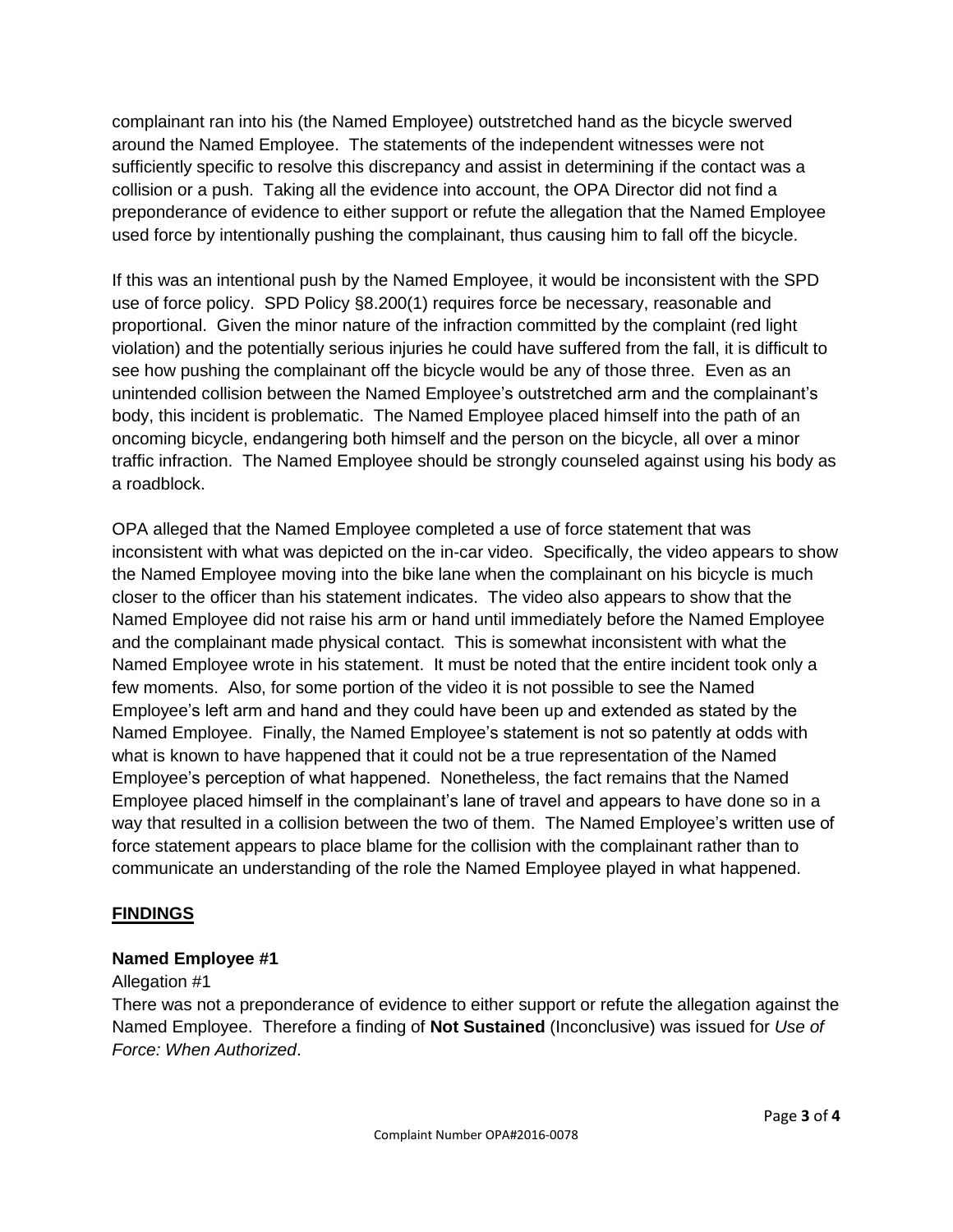complainant ran into his (the Named Employee) outstretched hand as the bicycle swerved around the Named Employee. The statements of the independent witnesses were not sufficiently specific to resolve this discrepancy and assist in determining if the contact was a collision or a push. Taking all the evidence into account, the OPA Director did not find a preponderance of evidence to either support or refute the allegation that the Named Employee used force by intentionally pushing the complainant, thus causing him to fall off the bicycle.

If this was an intentional push by the Named Employee, it would be inconsistent with the SPD use of force policy. SPD Policy §8.200(1) requires force be necessary, reasonable and proportional. Given the minor nature of the infraction committed by the complaint (red light violation) and the potentially serious injuries he could have suffered from the fall, it is difficult to see how pushing the complainant off the bicycle would be any of those three. Even as an unintended collision between the Named Employee's outstretched arm and the complainant's body, this incident is problematic. The Named Employee placed himself into the path of an oncoming bicycle, endangering both himself and the person on the bicycle, all over a minor traffic infraction. The Named Employee should be strongly counseled against using his body as a roadblock.

OPA alleged that the Named Employee completed a use of force statement that was inconsistent with what was depicted on the in-car video. Specifically, the video appears to show the Named Employee moving into the bike lane when the complainant on his bicycle is much closer to the officer than his statement indicates. The video also appears to show that the Named Employee did not raise his arm or hand until immediately before the Named Employee and the complainant made physical contact. This is somewhat inconsistent with what the Named Employee wrote in his statement. It must be noted that the entire incident took only a few moments. Also, for some portion of the video it is not possible to see the Named Employee's left arm and hand and they could have been up and extended as stated by the Named Employee. Finally, the Named Employee's statement is not so patently at odds with what is known to have happened that it could not be a true representation of the Named Employee's perception of what happened. Nonetheless, the fact remains that the Named Employee placed himself in the complainant's lane of travel and appears to have done so in a way that resulted in a collision between the two of them. The Named Employee's written use of force statement appears to place blame for the collision with the complainant rather than to communicate an understanding of the role the Named Employee played in what happened.

## FINDINGS

**Named Employee #1**

Allegation #1

There was not a preponderance of evidence to either support or refute the allegation against the Named Employee. Therefore a finding of **Not Sustained** (Inconclusive) was issued for *Use of Force: When Authorized*.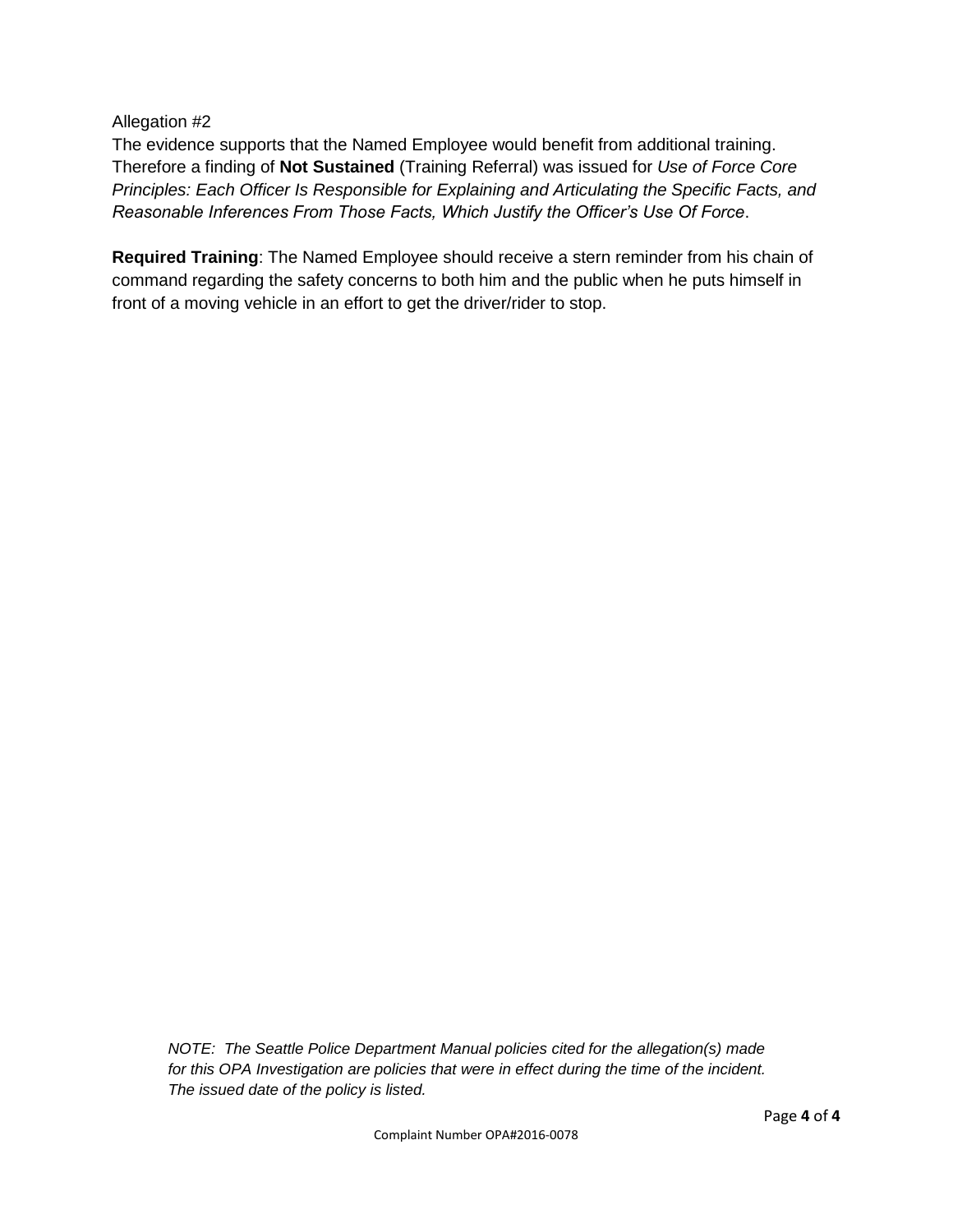Allegation #2
The evidence supports that the Named Employee would benefit from additional training. Therefore a finding of **Not Sustained** (Training Referral) was issued for *Use of Force Core Principles: Each Officer Is Responsible for Explaining and Articulating the Specific Facts, and Reasonable Inferences From Those Facts, Which Justify the Officer's Use Of Force*.

**Required Training**: The Named Employee should receive a stern reminder from his chain of command regarding the safety concerns to both him and the public when he puts himself in front of a moving vehicle in an effort to get the driver/rider to stop.

*NOTE: The Seattle Police Department Manual policies cited for the allegation(s) made for this OPA Investigation are policies that were in effect during the time of the incident. The issued date of the policy is listed.*